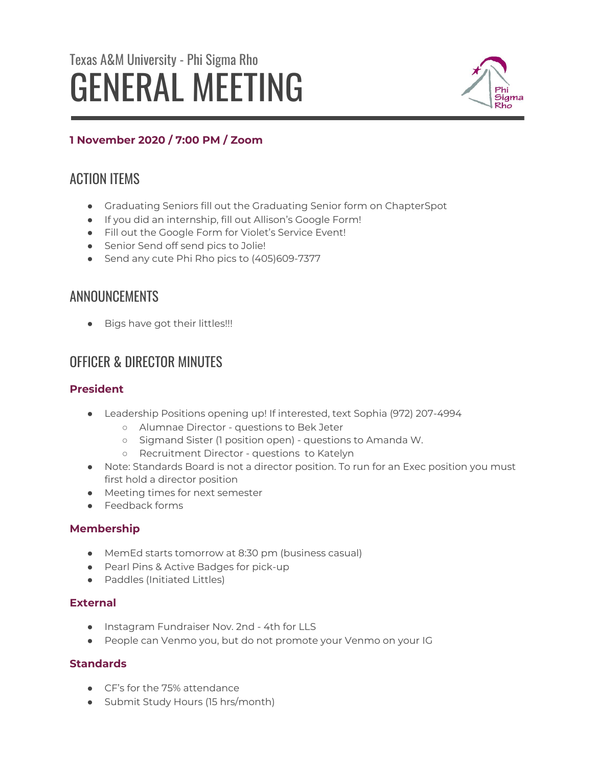Texas A&M University - Phi Sigma Rho

# GENERAL MEETING

**1 November 2020 / 7:00 PM / Zoom**

## ACTION ITEMS

- Graduating Seniors fill out the Graduating Senior form on ChapterSpot
- If you did an internship, fill out Allison's Google Form!
- Fill out the Google Form for Violet's Service Event!
- Senior Send off send pics to Jolie!
- Send any cute Phi Rho pics to (405)609-7377

## ANNOUNCEMENTS

- Bigs have got their littles!!!

## OFFICER & DIRECTOR MINUTES

### President

- Leadership Positions opening up! If interested, text Sophia (972) 207-4994
  - Alumnae Director - questions to Bek Jeter
  - Sigmand Sister (1 position open) - questions to Amanda W.
  - Recruitment Director - questions to Katelyn
- Note: Standards Board is not a director position. To run for an Exec position you must first hold a director position
- Meeting times for next semester
- Feedback forms

### Membership

- MemEd starts tomorrow at 8:30 pm (business casual)
- Pearl Pins & Active Badges for pick-up
- Paddles (Initiated Littles)

### External

- Instagram Fundraiser Nov. 2nd - 4th for LLS
- People can Venmo you, but do not promote your Venmo on your IG

### Standards

- CF's for the 75% attendance
- Submit Study Hours (15 hrs/month)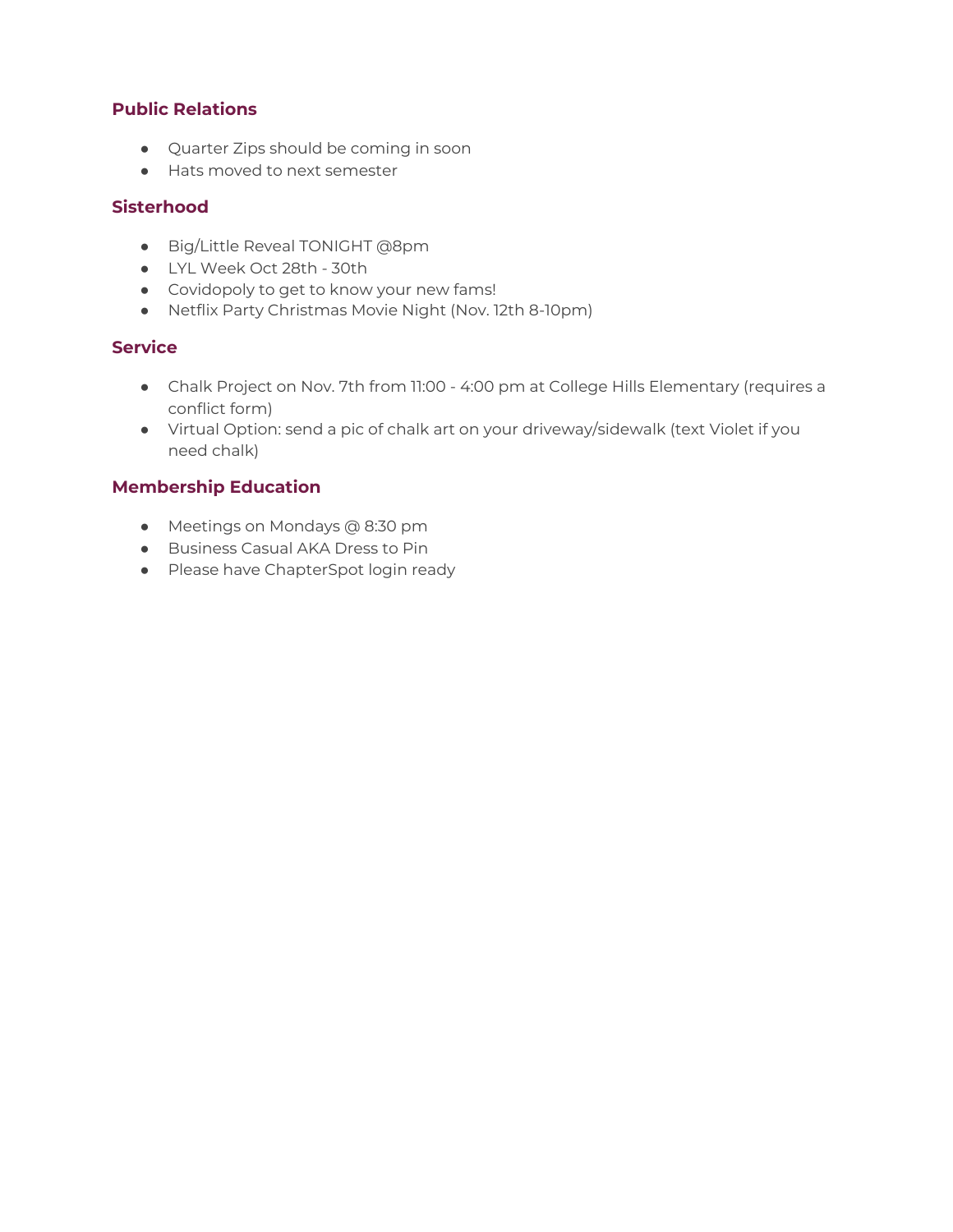### Public Relations

- Quarter Zips should be coming in soon
- Hats moved to next semester

### Sisterhood

- Big/Little Reveal TONIGHT @8pm
- LYL Week Oct 28th - 30th
- Covidopoly to get to know your new fams!
- Netflix Party Christmas Movie Night (Nov. 12th 8-10pm)

### Service

- Chalk Project on Nov. 7th from 11:00 - 4:00 pm at College Hills Elementary (requires a conflict form)
- Virtual Option: send a pic of chalk art on your driveway/sidewalk (text Violet if you need chalk)

### Membership Education

- Meetings on Mondays @ 8:30 pm
- Business Casual AKA Dress to Pin
- Please have ChapterSpot login ready